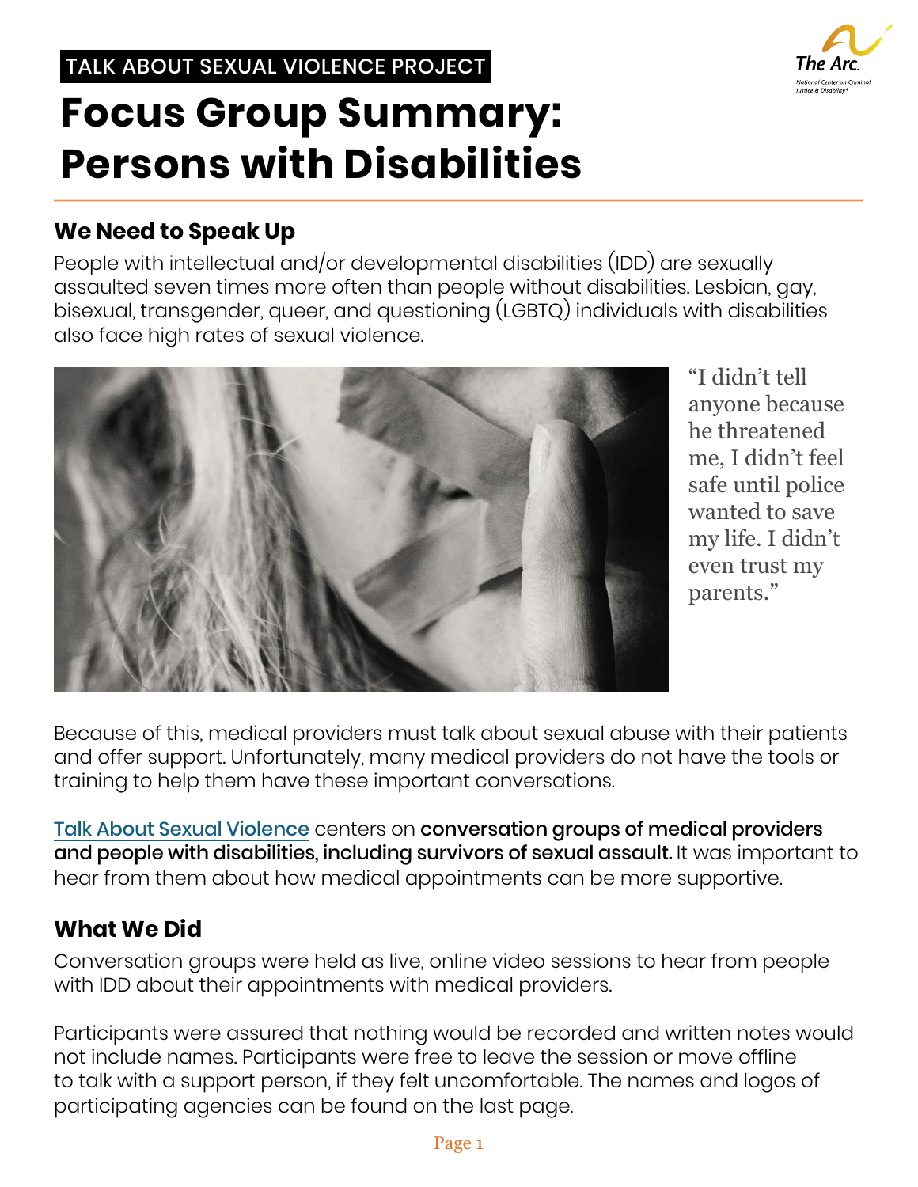TALK ABOUT SEXUAL VIOLENCE PROJECT

# Focus Group Summary: Persons with Disabilities

## We Need to Speak Up

People with intellectual and/or developmental disabilities (IDD) are sexually assaulted seven times more often than people without disabilities. Lesbian, gay, bisexual, transgender, queer, and questioning (LGBTQ) individuals with disabilities also face high rates of sexual violence.

"I didn't tell anyone because he threatened me, I didn't feel safe until police wanted to save my life. I didn't even trust my parents."

Because of this, medical providers must talk about sexual abuse with their patients and offer support. Unfortunately, many medical providers do not have the tools or training to help them have these important conversations.

Talk About Sexual Violence centers on **conversation groups of medical providers and people with disabilities, including survivors of sexual assault.** It was important to hear from them about how medical appointments can be more supportive.

## What We Did

Conversation groups were held as live, online video sessions to hear from people with IDD about their appointments with medical providers.

Participants were assured that nothing would be recorded and written notes would not include names. Participants were free to leave the session or move offline to talk with a support person, if they felt uncomfortable. The names and logos of participating agencies can be found on the last page.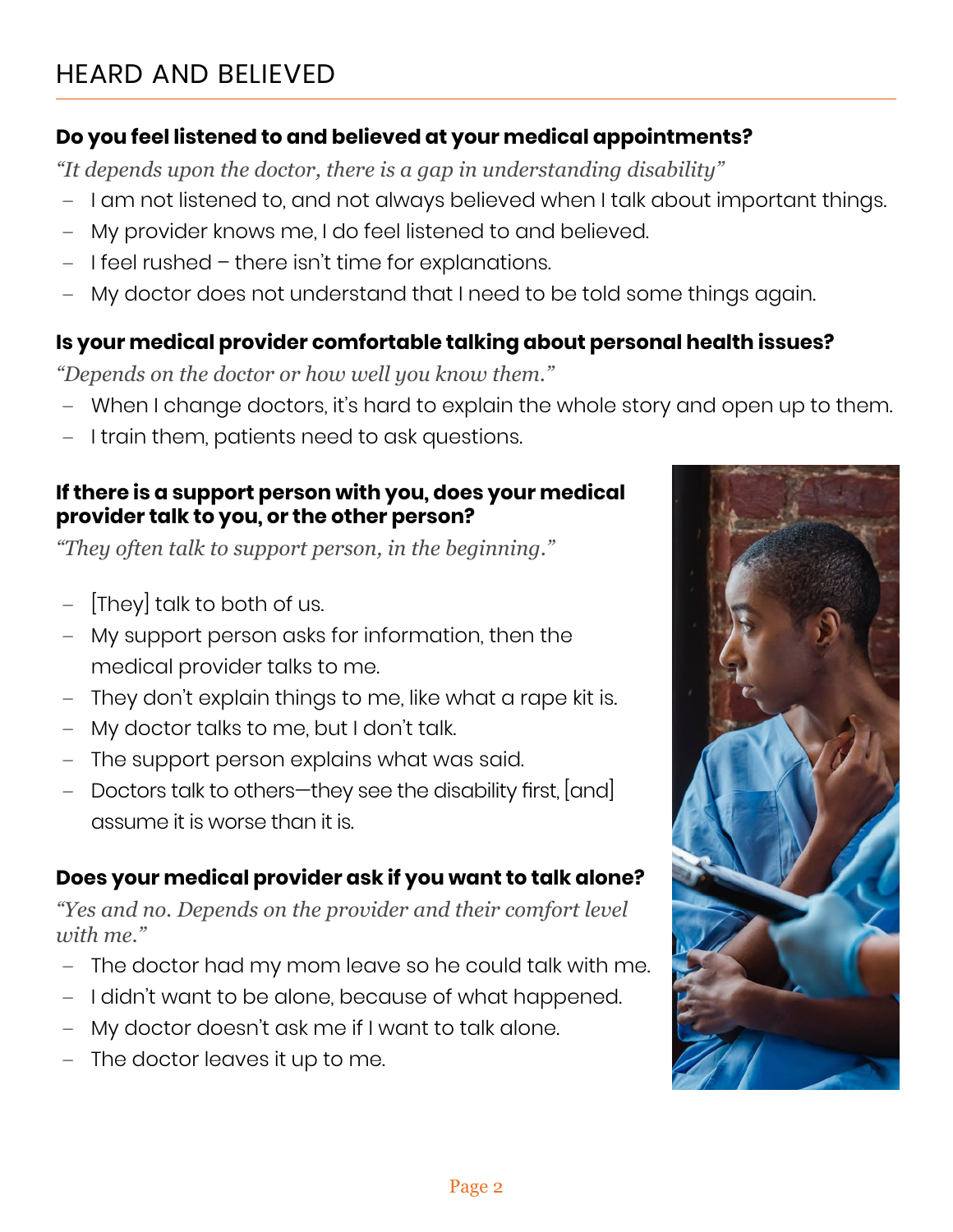# HEARD AND BELIEVED

### Do you feel listened to and believed at your medical appointments?

*"It depends upon the doctor, there is a gap in understanding disability"*

- I am not listened to, and not always believed when I talk about important things.
- My provider knows me, I do feel listened to and believed.
- I feel rushed – there isn't time for explanations.
- My doctor does not understand that I need to be told some things again.

### Is your medical provider comfortable talking about personal health issues?

*"Depends on the doctor or how well you know them."*

- When I change doctors, it's hard to explain the whole story and open up to them.
- I train them, patients need to ask questions.

### If there is a support person with you, does your medical provider talk to you, or the other person?

*"They often talk to support person, in the beginning."*

- [They] talk to both of us.
- My support person asks for information, then the medical provider talks to me.
- They don't explain things to me, like what a rape kit is.
- My doctor talks to me, but I don't talk.
- The support person explains what was said.
- Doctors talk to others—they see the disability first, [and] assume it is worse than it is.

### Does your medical provider ask if you want to talk alone?

*"Yes and no. Depends on the provider and their comfort level with me."*

- The doctor had my mom leave so he could talk with me.
- I didn't want to be alone, because of what happened.
- My doctor doesn't ask me if I want to talk alone.
- The doctor leaves it up to me.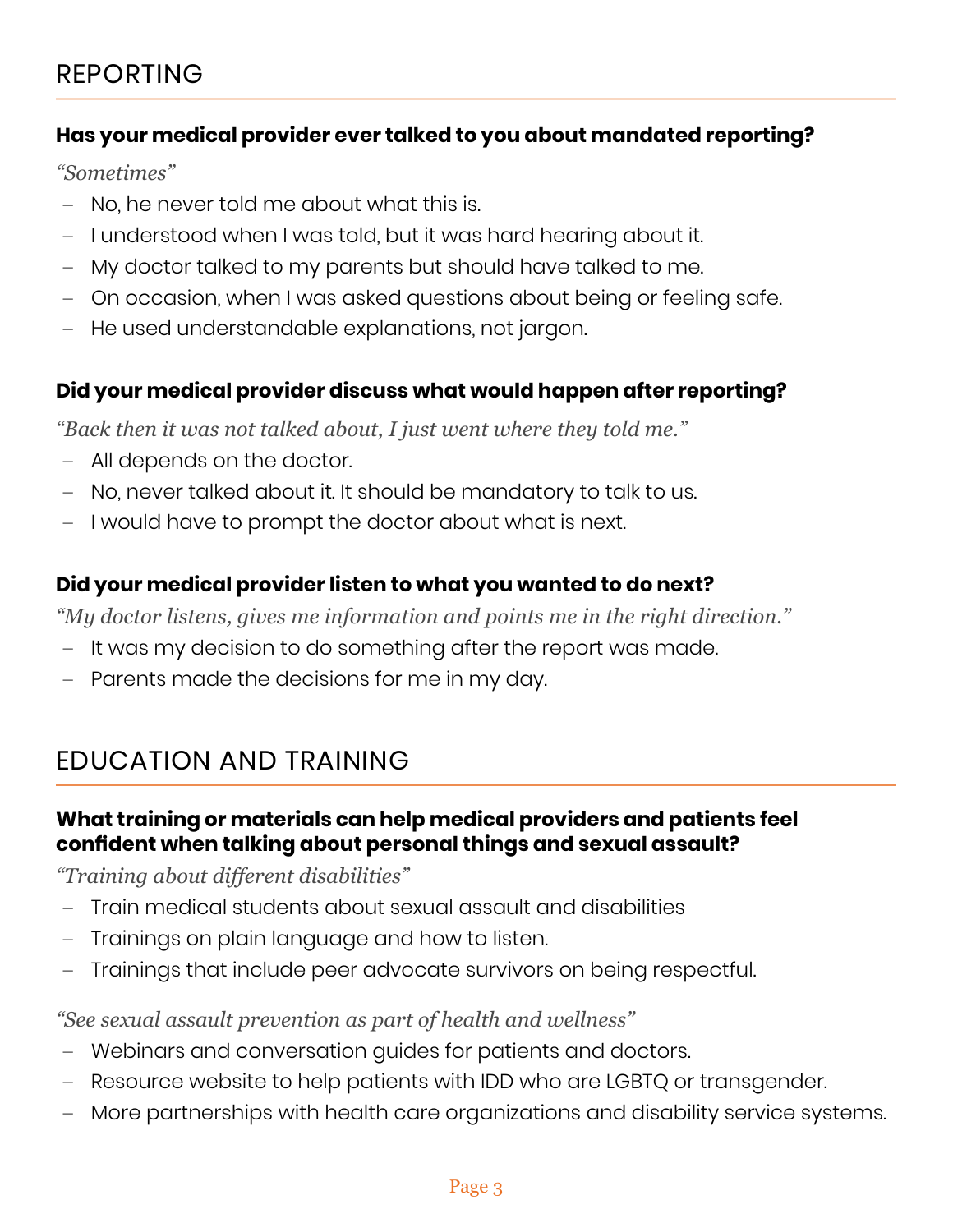## REPORTING

### Has your medical provider ever talked to you about mandated reporting?

*"Sometimes"*

- No, he never told me about what this is.
- I understood when I was told, but it was hard hearing about it.
- My doctor talked to my parents but should have talked to me.
- On occasion, when I was asked questions about being or feeling safe.
- He used understandable explanations, not jargon.

### Did your medical provider discuss what would happen after reporting?

*"Back then it was not talked about, I just went where they told me."*

- All depends on the doctor.
- No, never talked about it. It should be mandatory to talk to us.
- I would have to prompt the doctor about what is next.

### Did your medical provider listen to what you wanted to do next?

*"My doctor listens, gives me information and points me in the right direction."*

- It was my decision to do something after the report was made.
- Parents made the decisions for me in my day.

## EDUCATION AND TRAINING

### What training or materials can help medical providers and patients feel confident when talking about personal things and sexual assault?

*"Training about different disabilities"*

- Train medical students about sexual assault and disabilities
- Trainings on plain language and how to listen.
- Trainings that include peer advocate survivors on being respectful.

*"See sexual assault prevention as part of health and wellness"*

- Webinars and conversation guides for patients and doctors.
- Resource website to help patients with IDD who are LGBTQ or transgender.
- More partnerships with health care organizations and disability service systems.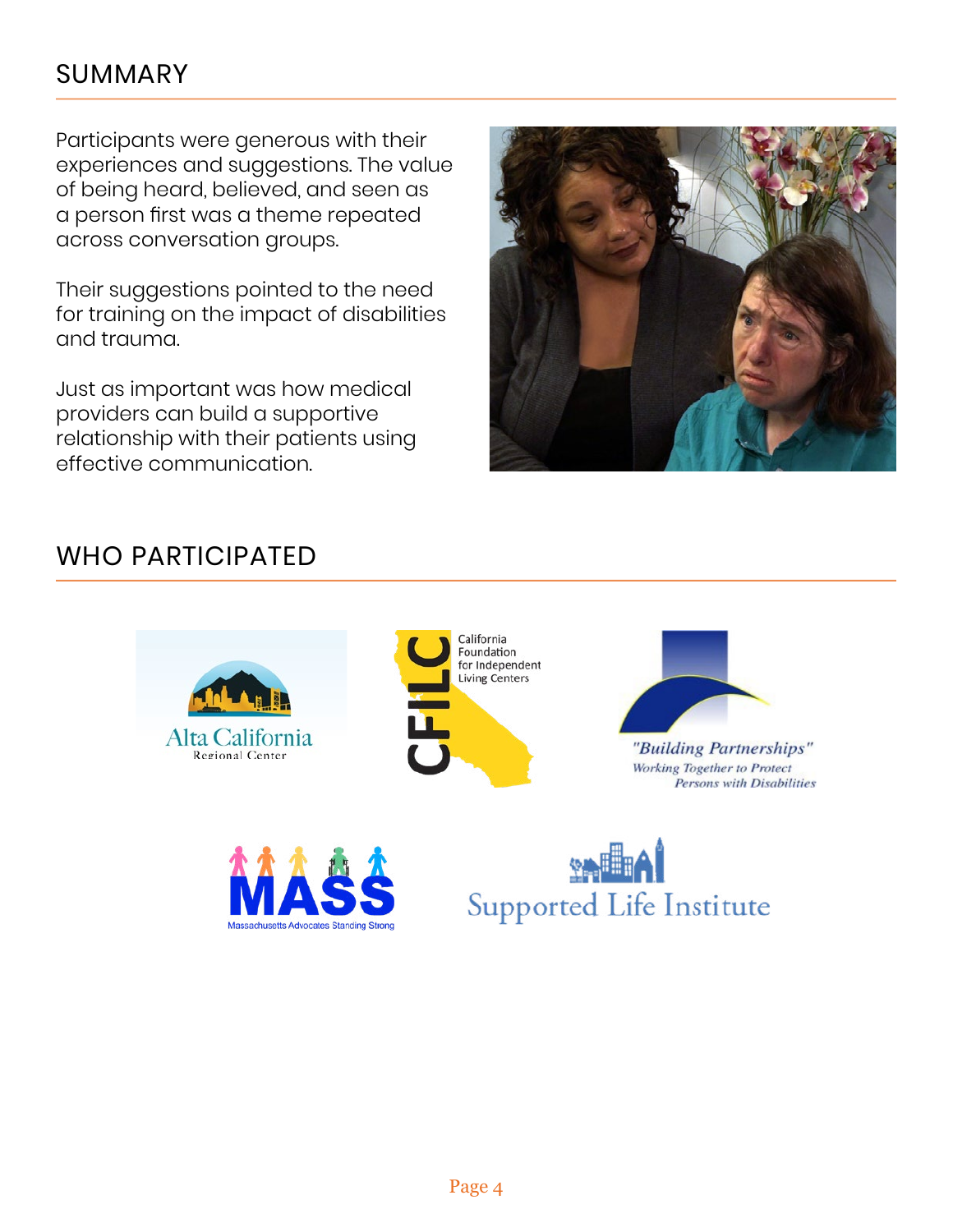## SUMMARY

Participants were generous with their experiences and suggestions. The value of being heard, believed, and seen as a person first was a theme repeated across conversation groups.

Their suggestions pointed to the need for training on the impact of disabilities and trauma.

Just as important was how medical providers can build a supportive relationship with their patients using effective communication.

## WHO PARTICIPATED

Alta California Regional Center

CFILC — California Foundation for Independent Living Centers

"Building Partnerships" Working Together to Protect Persons with Disabilities

MASS — Massachusetts Advocates Standing Strong

Supported Life Institute